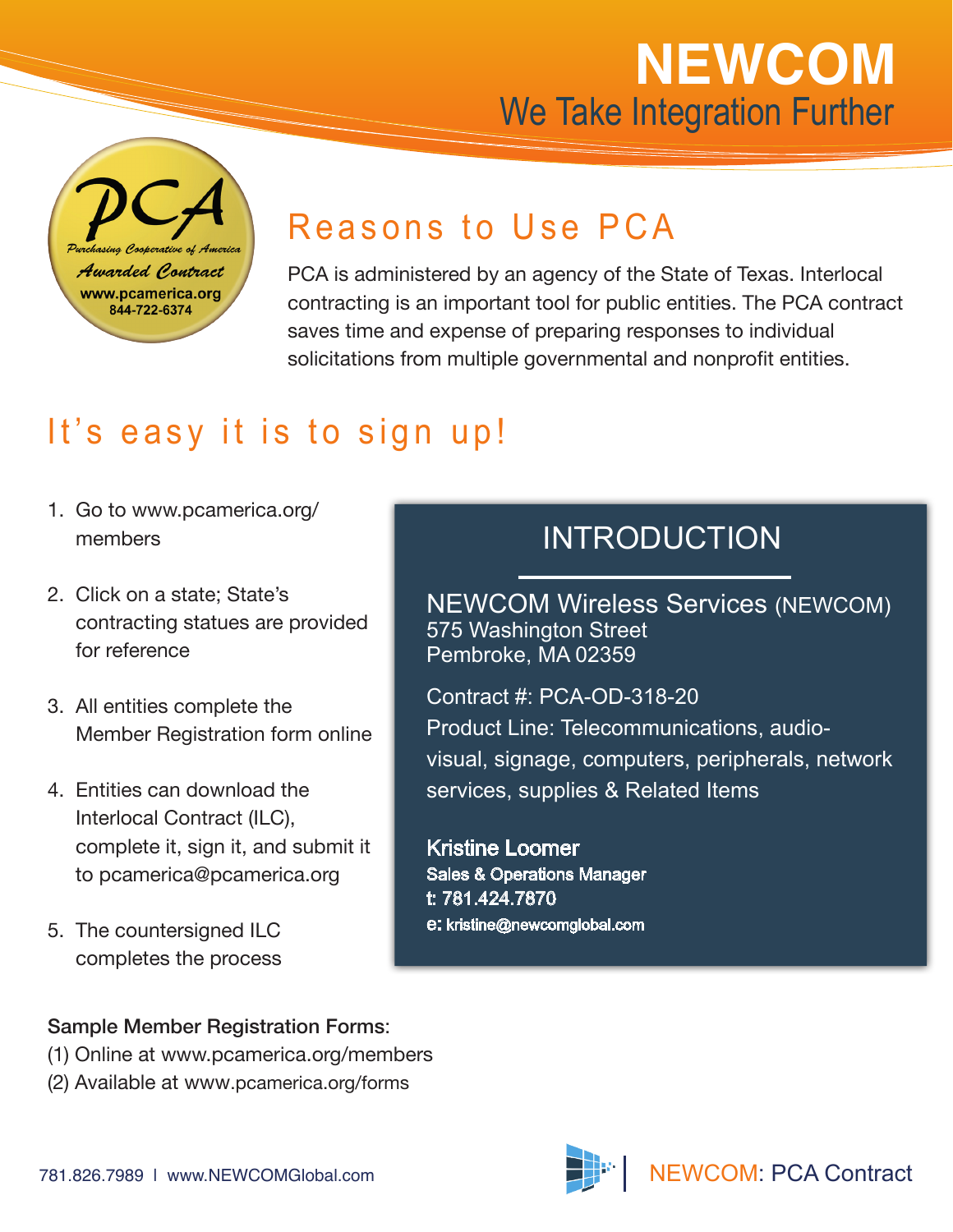# NEWCOM

We Take Integration Further

PCA
Purchasing Cooperative of America
Awarded Contract
www.pcamerica.org
844-722-6374

## Reasons to Use PCA

PCA is administered by an agency of the State of Texas. Interlocal contracting is an important tool for public entities. The PCA contract saves time and expense of preparing responses to individual solicitations from multiple governmental and nonprofit entities.

## It's easy it is to sign up!

1. Go to www.pcamerica.org/members
2. Click on a state; State's contracting statues are provided for reference
3. All entities complete the Member Registration form online
4. Entities can download the Interlocal Contract (ILC), complete it, sign it, and submit it to pcamerica@pcamerica.org
5. The countersigned ILC completes the process

## INTRODUCTION

NEWCOM Wireless Services (NEWCOM)
575 Washington Street
Pembroke, MA 02359

Contract #: PCA-OD-318-20
Product Line: Telecommunications, audio-visual, signage, computers, peripherals, network services, supplies & Related Items

**Kristine Loomer**
Sales & Operations Manager
t: 781.424.7870
e: kristine@newcomglobal.com

**Sample Member Registration Forms**:
(1) Online at www.pcamerica.org/members
(2) Available at www.pcamerica.org/forms

781.826.7989 | www.NEWCOMGlobal.com

NEWCOM: PCA Contract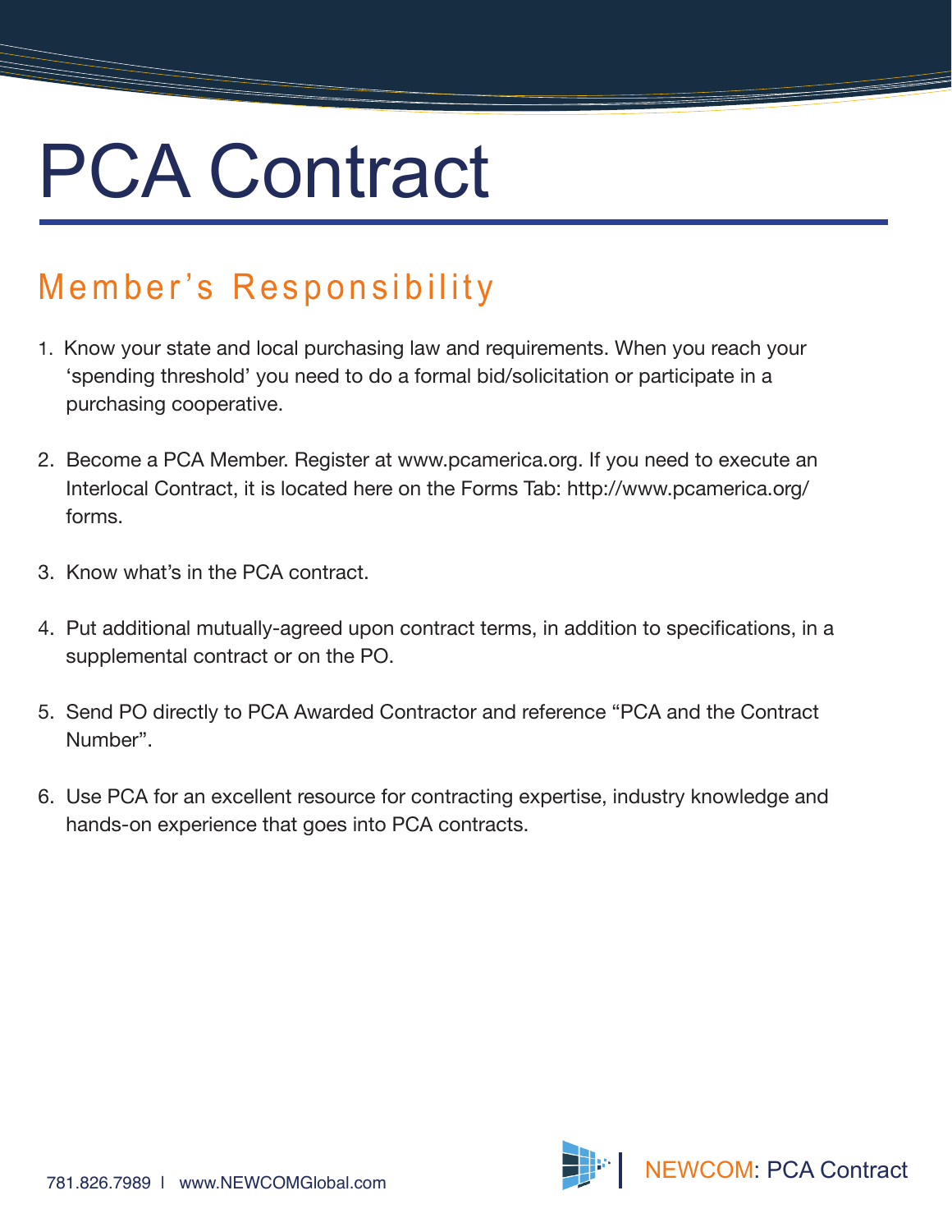# PCA Contract

## Member's Responsibility

1. Know your state and local purchasing law and requirements. When you reach your 'spending threshold' you need to do a formal bid/solicitation or participate in a purchasing cooperative.

2. Become a PCA Member. Register at www.pcamerica.org. If you need to execute an Interlocal Contract, it is located here on the Forms Tab: http://www.pcamerica.org/forms.

3. Know what's in the PCA contract.

4. Put additional mutually-agreed upon contract terms, in addition to specifications, in a supplemental contract or on the PO.

5. Send PO directly to PCA Awarded Contractor and reference "PCA and the Contract Number".

6. Use PCA for an excellent resource for contracting expertise, industry knowledge and hands-on experience that goes into PCA contracts.